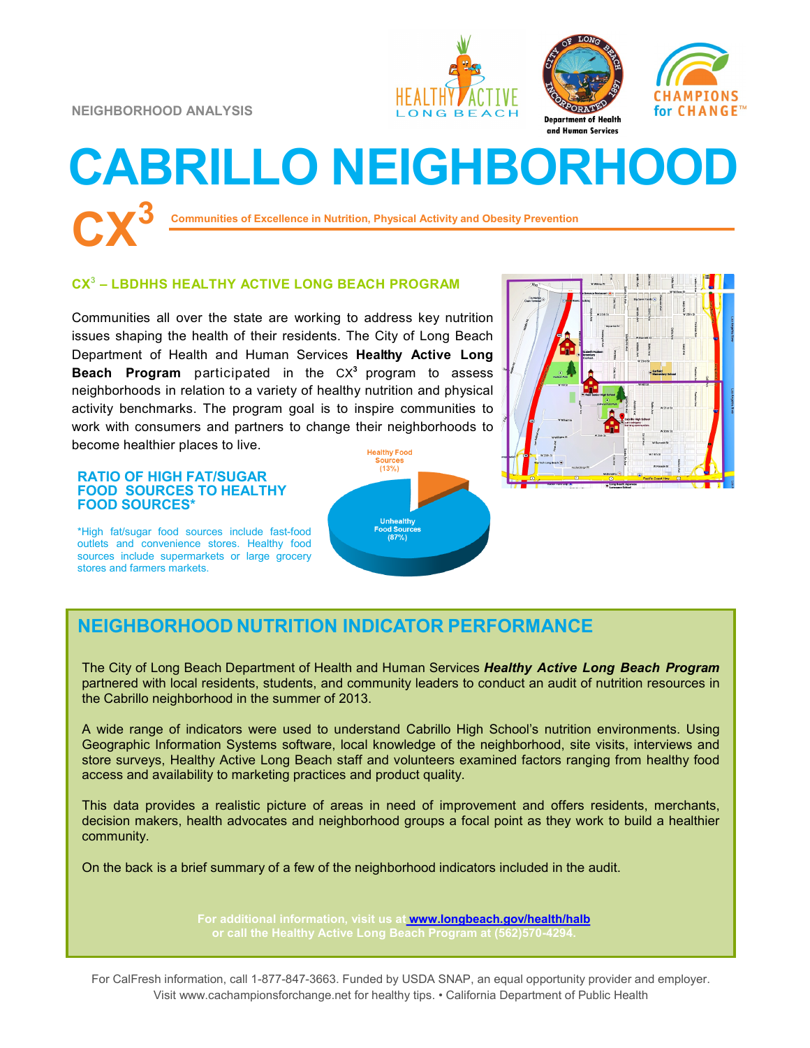NEIGHBORHOOD ANALYSIS

# CABRILLO NEIGHBORHOOD

## CX$^3$ Communities of Excellence in Nutrition, Physical Activity and Obesity Prevention

### CX$^3$ – LBDHHS HEALTHY ACTIVE LONG BEACH PROGRAM

Communities all over the state are working to address key nutrition issues shaping the health of their residents. The City of Long Beach Department of Health and Human Services **Healthy Active Long Beach Program** participated in the CX$^3$ program to assess neighborhoods in relation to a variety of healthy nutrition and physical activity benchmarks. The program goal is to inspire communities to work with consumers and partners to change their neighborhoods to become healthier places to live.

### RATIO OF HIGH FAT/SUGAR FOOD SOURCES TO HEALTHY FOOD SOURCES*

*High fat/sugar food sources include fast-food outlets and convenience stores. Healthy food sources include supermarkets or large grocery stores and farmers markets.

Healthy Food Sources (13%)

Unhealthy Food Sources (87%)

## NEIGHBORHOOD NUTRITION INDICATOR PERFORMANCE

The City of Long Beach Department of Health and Human Services ***Healthy Active Long Beach Program*** partnered with local residents, students, and community leaders to conduct an audit of nutrition resources in the Cabrillo neighborhood in the summer of 2013.

A wide range of indicators were used to understand Cabrillo High School's nutrition environments. Using Geographic Information Systems software, local knowledge of the neighborhood, site visits, interviews and store surveys, Healthy Active Long Beach staff and volunteers examined factors ranging from healthy food access and availability to marketing practices and product quality.

This data provides a realistic picture of areas in need of improvement and offers residents, merchants, decision makers, health advocates and neighborhood groups a focal point as they work to build a healthier community.

On the back is a brief summary of a few of the neighborhood indicators included in the audit.

**For additional information, visit us at www.longbeach.gov/health/halb or call the Healthy Active Long Beach Program at (562)570-4294.**

For CalFresh information, call 1-877-847-3663. Funded by USDA SNAP, an equal opportunity provider and employer. Visit www.cachampionsforchange.net for healthy tips. • California Department of Public Health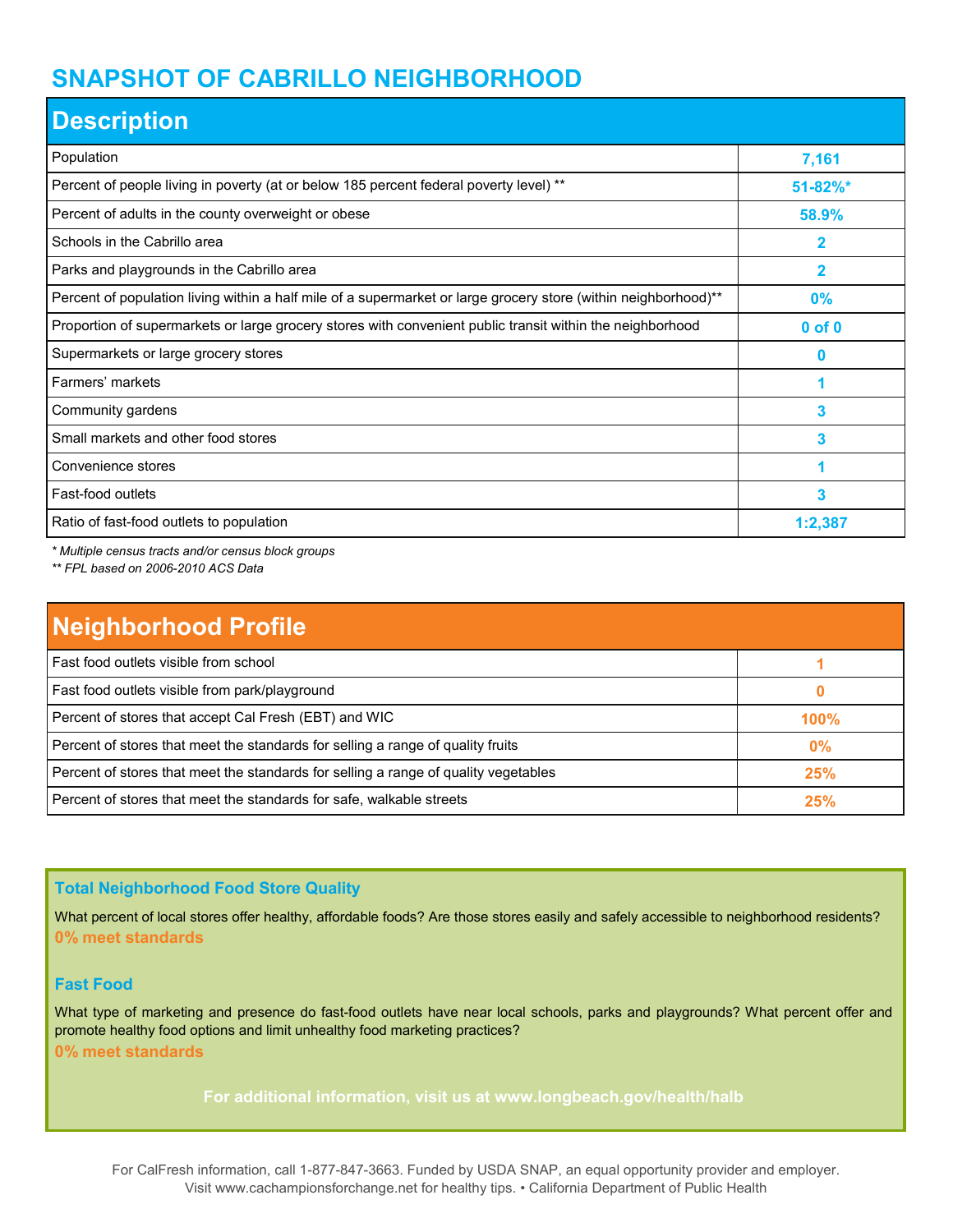# SNAPSHOT OF CABRILLO NEIGHBORHOOD

| Description | |
|---|---|
| Population | 7,161 |
| Percent of people living in poverty (at or below 185 percent federal poverty level) ** | 51-82%* |
| Percent of adults in the county overweight or obese | 58.9% |
| Schools in the Cabrillo area | 2 |
| Parks and playgrounds in the Cabrillo area | 2 |
| Percent of population living within a half mile of a supermarket or large grocery store (within neighborhood)** | 0% |
| Proportion of supermarkets or large grocery stores with convenient public transit within the neighborhood | 0 of 0 |
| Supermarkets or large grocery stores | 0 |
| Farmers' markets | 1 |
| Community gardens | 3 |
| Small markets and other food stores | 3 |
| Convenience stores | 1 |
| Fast-food outlets | 3 |
| Ratio of fast-food outlets to population | 1:2,387 |

*\* Multiple census tracts and/or census block groups*

*\*\* FPL based on 2006-2010 ACS Data*

| Neighborhood Profile | |
|---|---|
| Fast food outlets visible from school | 1 |
| Fast food outlets visible from park/playground | 0 |
| Percent of stores that accept Cal Fresh (EBT) and WIC | 100% |
| Percent of stores that meet the standards for selling a range of quality fruits | 0% |
| Percent of stores that meet the standards for selling a range of quality vegetables | 25% |
| Percent of stores that meet the standards for safe, walkable streets | 25% |

### Total Neighborhood Food Store Quality

What percent of local stores offer healthy, affordable foods? Are those stores easily and safely accessible to neighborhood residents?

**0% meet standards**

### Fast Food

What type of marketing and presence do fast-food outlets have near local schools, parks and playgrounds? What percent offer and promote healthy food options and limit unhealthy food marketing practices?

**0% meet standards**

**For additional information, visit us at www.longbeach.gov/health/halb**

For CalFresh information, call 1-877-847-3663. Funded by USDA SNAP, an equal opportunity provider and employer. Visit www.cachampionsforchange.net for healthy tips. • California Department of Public Health